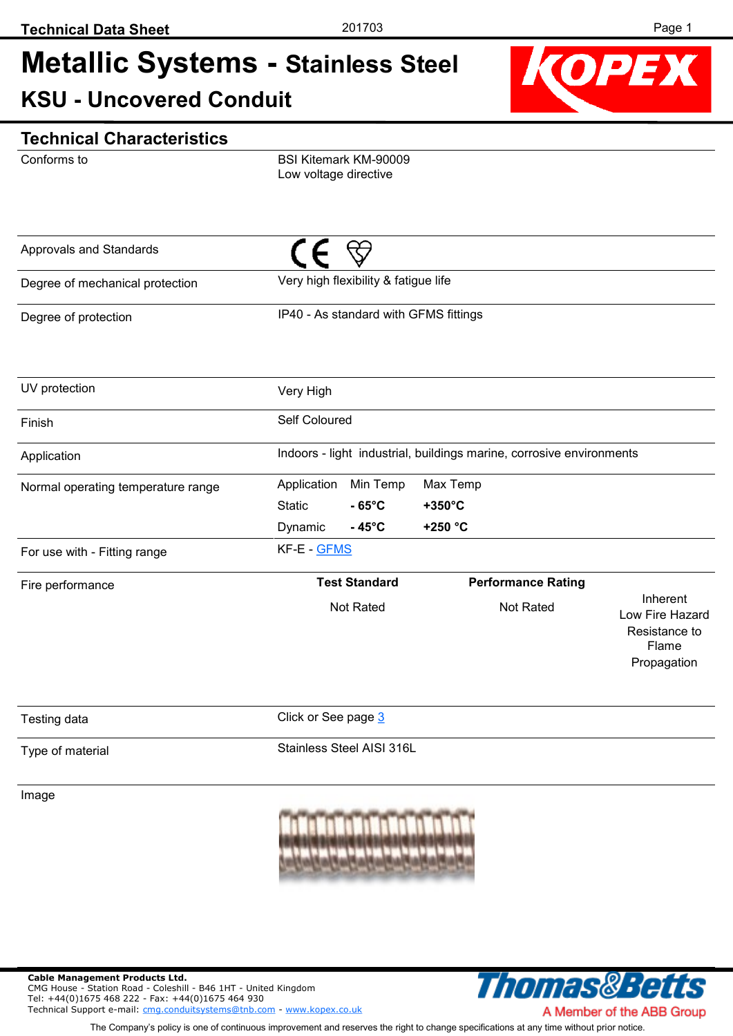Technical Data Sheet — 201703

# Metallic Systems - Stainless Steel

## KSU - Uncovered Conduit

KOPEX

## Technical Characteristics

| | |
|---|---|
| Conforms to | BSI Kitemark KM-90009<br>Low voltage directive |
| Approvals and Standards | CE |
| Degree of mechanical protection | Very high flexibility & fatigue life |
| Degree of protection | IP40 - As standard with GFMS fittings |
| UV protection | Very High |
| Finish | Self Coloured |
| Application | Indoors - light industrial, buildings marine, corrosive environments |
| Normal operating temperature range | Application / Min Temp / Max Temp<br>Static: **- 65°C** / **+350°C**<br>Dynamic: **- 45°C** / **+250 °C** |
| For use with - Fitting range | KF-E - GFMS |
| Fire performance | **Test Standard**: Not Rated<br>**Performance Rating**: Not Rated<br>Inherent Low Fire Hazard Resistance to Flame Propagation |
| Testing data | Click or See page 3 |
| Type of material | Stainless Steel AISI 316L |
| Image | |

**Cable Management Products Ltd.**
CMG House - Station Road - Coleshill - B46 1HT - United Kingdom
Tel: +44(0)1675 468 222 - Fax: +44(0)1675 464 930
Technical Support e-mail: cmg.conduitsystems@tnb.com - www.kopex.co.uk

Thomas&Betts — A Member of the ABB Group

The Company's policy is one of continuous improvement and reserves the right to change specifications at any time without prior notice.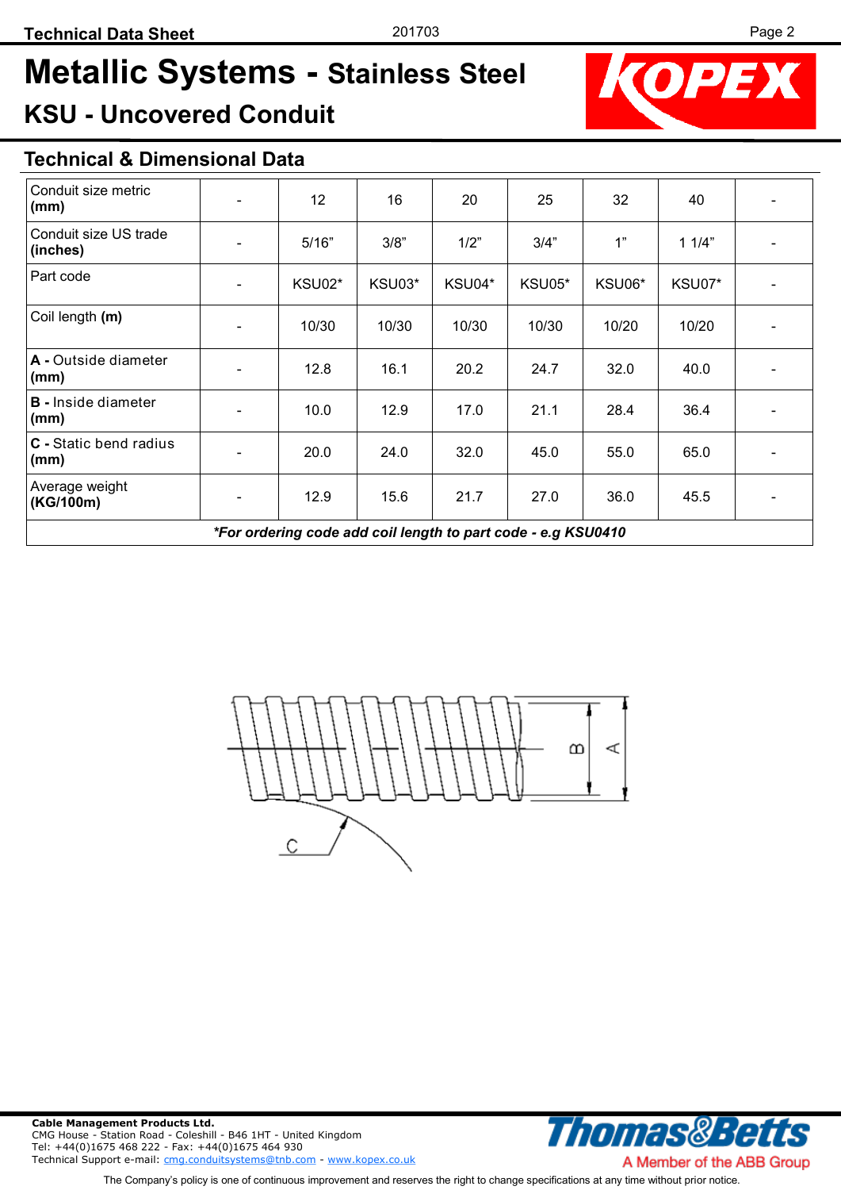# Metallic Systems - Stainless Steel

## KSU - Uncovered Conduit

### Technical & Dimensional Data

| Conduit size metric **(mm)** | - | 12 | 16 | 20 | 25 | 32 | 40 | - |
|---|---|---|---|---|---|---|---|---|
| Conduit size US trade **(inches)** | - | 5/16” | 3/8” | 1/2” | 3/4” | 1” | 1 1/4” | - |
| Part code | - | KSU02* | KSU03* | KSU04* | KSU05* | KSU06* | KSU07* | - |
| Coil length **(m)** | - | 10/30 | 10/30 | 10/30 | 10/30 | 10/20 | 10/20 | - |
| **A -** Outside diameter **(mm)** | - | 12.8 | 16.1 | 20.2 | 24.7 | 32.0 | 40.0 | - |
| **B -** Inside diameter **(mm)** | - | 10.0 | 12.9 | 17.0 | 21.1 | 28.4 | 36.4 | - |
| **C -** Static bend radius **(mm)** | - | 20.0 | 24.0 | 32.0 | 45.0 | 55.0 | 65.0 | - |
| Average weight **(KG/100m)** | - | 12.9 | 15.6 | 21.7 | 27.0 | 36.0 | 45.5 | - |

***For ordering code add coil length to part code - e.g KSU0410***

**Cable Management Products Ltd.**
CMG House - Station Road - Coleshill - B46 1HT - United Kingdom
Tel: +44(0)1675 468 222 - Fax: +44(0)1675 464 930
Technical Support e-mail: cmg.conduitsystems@tnb.com - www.kopex.co.uk

Thomas&Betts – A Member of the ABB Group

The Company’s policy is one of continuous improvement and reserves the right to change specifications at any time without prior notice.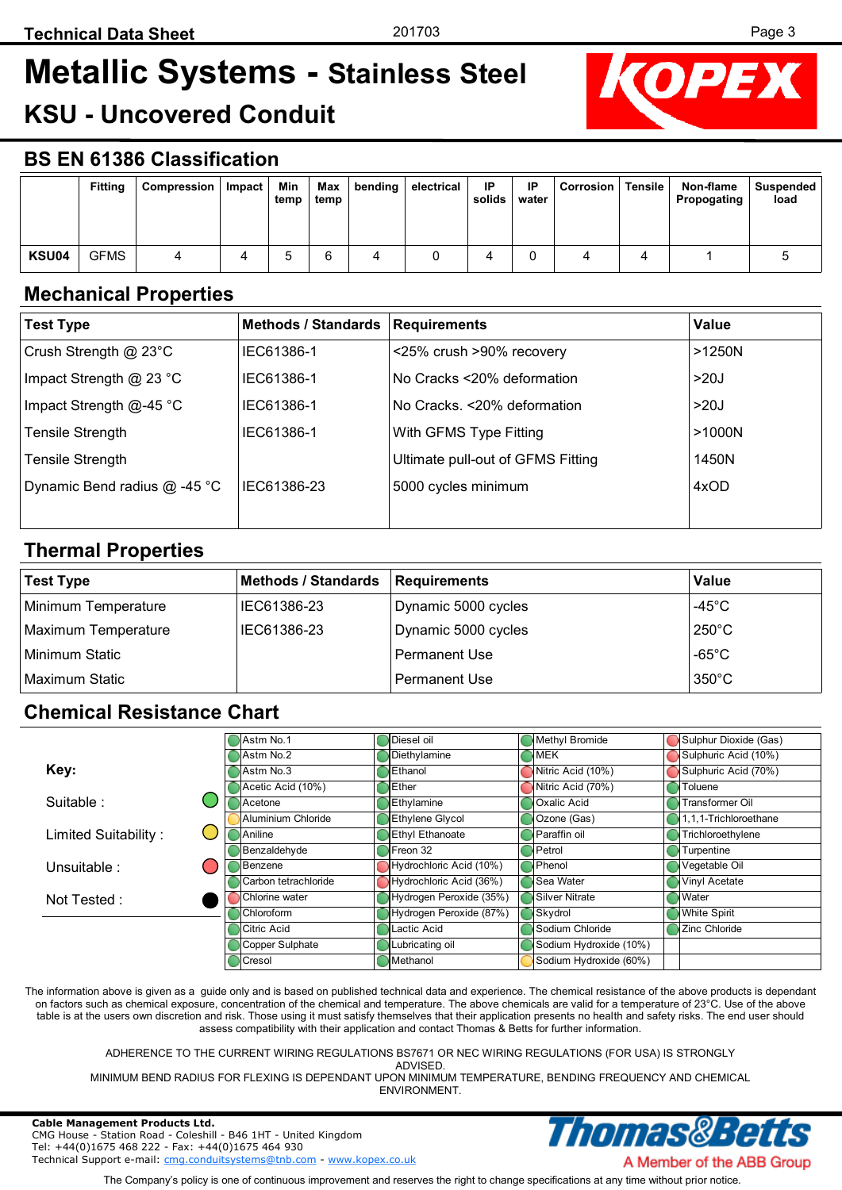# Metallic Systems - Stainless Steel

## KSU - Uncovered Conduit

## BS EN 61386 Classification

| | Fitting | Compression | Impact | Min temp | Max temp | bending | electrical | IP solids | IP water | Corrosion | Tensile | Non-flame Propogating | Suspended load |
|---|---|---|---|---|---|---|---|---|---|---|---|---|---|
| KSU04 | GFMS | 4 | 4 | 5 | 6 | 4 | 0 | 4 | 0 | 4 | 4 | 1 | 5 |

## Mechanical Properties

| Test Type | Methods / Standards | Requirements | Value |
|---|---|---|---|
| Crush Strength @ 23°C | IEC61386-1 | <25% crush >90% recovery | >1250N |
| Impact Strength @ 23 °C | IEC61386-1 | No Cracks <20% deformation | >20J |
| Impact Strength @-45 °C | IEC61386-1 | No Cracks. <20% deformation | >20J |
| Tensile Strength | IEC61386-1 | With GFMS Type Fitting | >1000N |
| Tensile Strength | | Ultimate pull-out of GFMS Fitting | 1450N |
| Dynamic Bend radius @ -45 °C | IEC61386-23 | 5000 cycles minimum | 4xOD |

## Thermal Properties

| Test Type | Methods / Standards | Requirements | Value |
|---|---|---|---|
| Minimum Temperature | IEC61386-23 | Dynamic 5000 cycles | -45°C |
| Maximum Temperature | IEC61386-23 | Dynamic 5000 cycles | 250°C |
| Minimum Static | | Permanent Use | -65°C |
| Maximum Static | | Permanent Use | 350°C |

## Chemical Resistance Chart

**Key:**

- Suitable : (green)
- Limited Suitability : (yellow)
- Unsuitable : (red)
- Not Tested : (black)

| | | | |
|---|---|---|---|
| (green) Astm No.1 | (green) Diesel oil | (green) Methyl Bromide | (red) Sulphur Dioxide (Gas) |
| (green) Astm No.2 | (green) Diethylamine | (green) MEK | (red) Sulphuric Acid (10%) |
| (green) Astm No.3 | (green) Ethanol | (red) Nitric Acid (10%) | (red) Sulphuric Acid (70%) |
| (green) Acetic Acid (10%) | (green) Ether | (red) Nitric Acid (70%) | (green) Toluene |
| (green) Acetone | (green) Ethylamine | (green) Oxalic Acid | (green) Transformer Oil |
| (yellow) Aluminium Chloride | (green) Ethylene Glycol | (green) Ozone (Gas) | (green) 1,1,1-Trichloroethane |
| (green) Aniline | (green) Ethyl Ethanoate | (green) Paraffin oil | (green) Trichloroethylene |
| (green) Benzaldehyde | (green) Freon 32 | (green) Petrol | (green) Turpentine |
| (green) Benzene | (red) Hydrochloric Acid (10%) | (green) Phenol | (green) Vegetable Oil |
| (green) Carbon tetrachloride | (red) Hydrochloric Acid (36%) | (green) Sea Water | (green) Vinyl Acetate |
| (red) Chlorine water | (green) Hydrogen Peroxide (35%) | (green) Silver Nitrate | (green) Water |
| (green) Chloroform | (green) Hydrogen Peroxide (87%) | (green) Skydrol | (green) White Spirit |
| (green) Citric Acid | (green) Lactic Acid | (green) Sodium Chloride | (green) Zinc Chloride |
| (green) Copper Sulphate | (green) Lubricating oil | (green) Sodium Hydroxide (10%) | |
| (green) Cresol | (green) Methanol | (yellow) Sodium Hydroxide (60%) | |

The information above is given as a guide only and is based on published technical data and experience. The chemical resistance of the above products is dependant on factors such as chemical exposure, concentration of the chemical and temperature. The above chemicals are valid for a temperature of 23°C. Use of the above table is at the users own discretion and risk. Those using it must satisfy themselves that their application presents no health and safety risks. The end user should assess compatibility with their application and contact Thomas & Betts for further information.

ADHERENCE TO THE CURRENT WIRING REGULATIONS BS7671 OR NEC WIRING REGULATIONS (FOR USA) IS STRONGLY ADVISED.
MINIMUM BEND RADIUS FOR FLEXING IS DEPENDANT UPON MINIMUM TEMPERATURE, BENDING FREQUENCY AND CHEMICAL ENVIRONMENT.

**Cable Management Products Ltd.**
CMG House - Station Road - Coleshill - B46 1HT - United Kingdom
Tel: +44(0)1675 468 222 - Fax: +44(0)1675 464 930
Technical Support e-mail: cmg.conduitsystems@tnb.com - www.kopex.co.uk

Thomas&Betts
A Member of the ABB Group

The Company's policy is one of continuous improvement and reserves the right to change specifications at any time without prior notice.